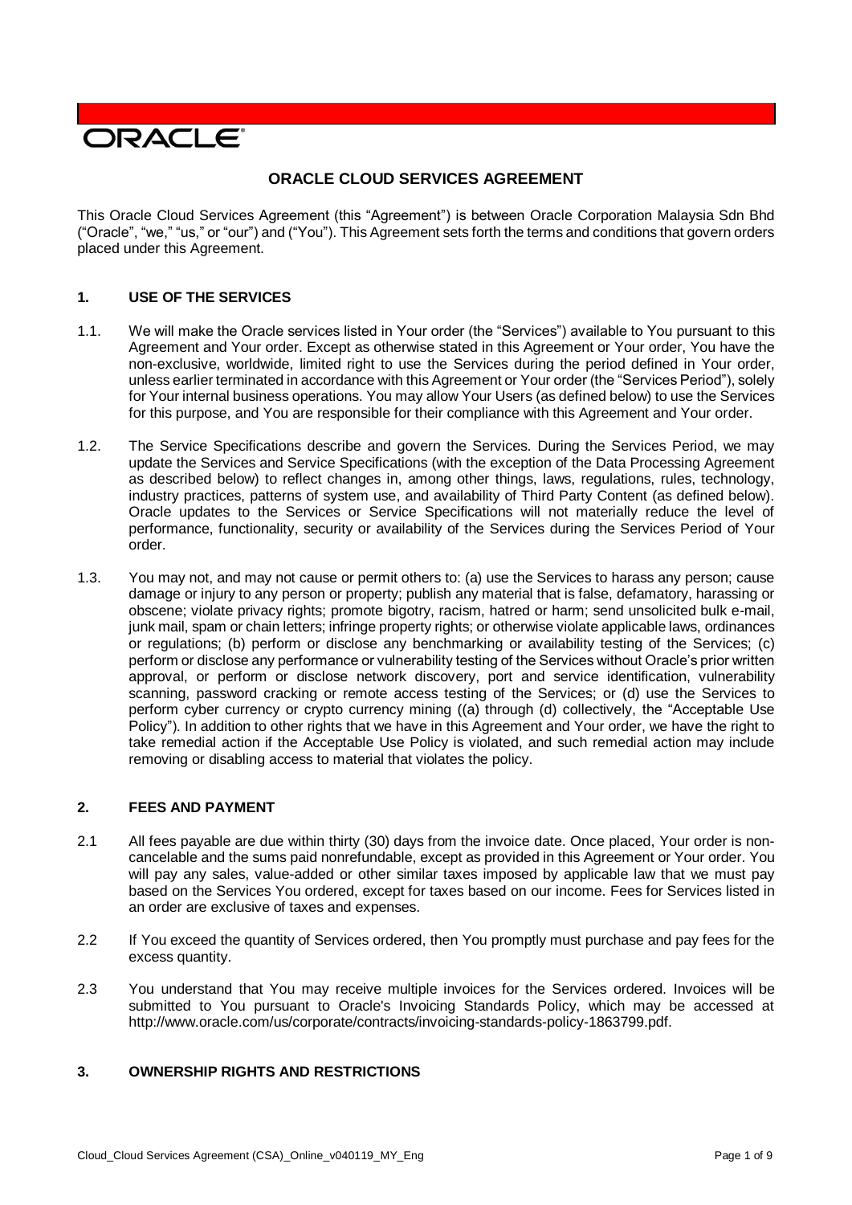# ORACLE CLOUD SERVICES AGREEMENT

This Oracle Cloud Services Agreement (this "Agreement") is between Oracle Corporation Malaysia Sdn Bhd ("Oracle", "we," "us," or "our") and ("You"). This Agreement sets forth the terms and conditions that govern orders placed under this Agreement.

## 1. USE OF THE SERVICES

1.1. We will make the Oracle services listed in Your order (the "Services") available to You pursuant to this Agreement and Your order. Except as otherwise stated in this Agreement or Your order, You have the non-exclusive, worldwide, limited right to use the Services during the period defined in Your order, unless earlier terminated in accordance with this Agreement or Your order (the "Services Period"), solely for Your internal business operations. You may allow Your Users (as defined below) to use the Services for this purpose, and You are responsible for their compliance with this Agreement and Your order.

1.2. The Service Specifications describe and govern the Services. During the Services Period, we may update the Services and Service Specifications (with the exception of the Data Processing Agreement as described below) to reflect changes in, among other things, laws, regulations, rules, technology, industry practices, patterns of system use, and availability of Third Party Content (as defined below). Oracle updates to the Services or Service Specifications will not materially reduce the level of performance, functionality, security or availability of the Services during the Services Period of Your order.

1.3. You may not, and may not cause or permit others to: (a) use the Services to harass any person; cause damage or injury to any person or property; publish any material that is false, defamatory, harassing or obscene; violate privacy rights; promote bigotry, racism, hatred or harm; send unsolicited bulk e-mail, junk mail, spam or chain letters; infringe property rights; or otherwise violate applicable laws, ordinances or regulations; (b) perform or disclose any benchmarking or availability testing of the Services; (c) perform or disclose any performance or vulnerability testing of the Services without Oracle's prior written approval, or perform or disclose network discovery, port and service identification, vulnerability scanning, password cracking or remote access testing of the Services; or (d) use the Services to perform cyber currency or crypto currency mining ((a) through (d) collectively, the "Acceptable Use Policy"). In addition to other rights that we have in this Agreement and Your order, we have the right to take remedial action if the Acceptable Use Policy is violated, and such remedial action may include removing or disabling access to material that violates the policy.

## 2. FEES AND PAYMENT

2.1 All fees payable are due within thirty (30) days from the invoice date. Once placed, Your order is non-cancelable and the sums paid nonrefundable, except as provided in this Agreement or Your order. You will pay any sales, value-added or other similar taxes imposed by applicable law that we must pay based on the Services You ordered, except for taxes based on our income. Fees for Services listed in an order are exclusive of taxes and expenses.

2.2 If You exceed the quantity of Services ordered, then You promptly must purchase and pay fees for the excess quantity.

2.3 You understand that You may receive multiple invoices for the Services ordered. Invoices will be submitted to You pursuant to Oracle's Invoicing Standards Policy, which may be accessed at http://www.oracle.com/us/corporate/contracts/invoicing-standards-policy-1863799.pdf.

## 3. OWNERSHIP RIGHTS AND RESTRICTIONS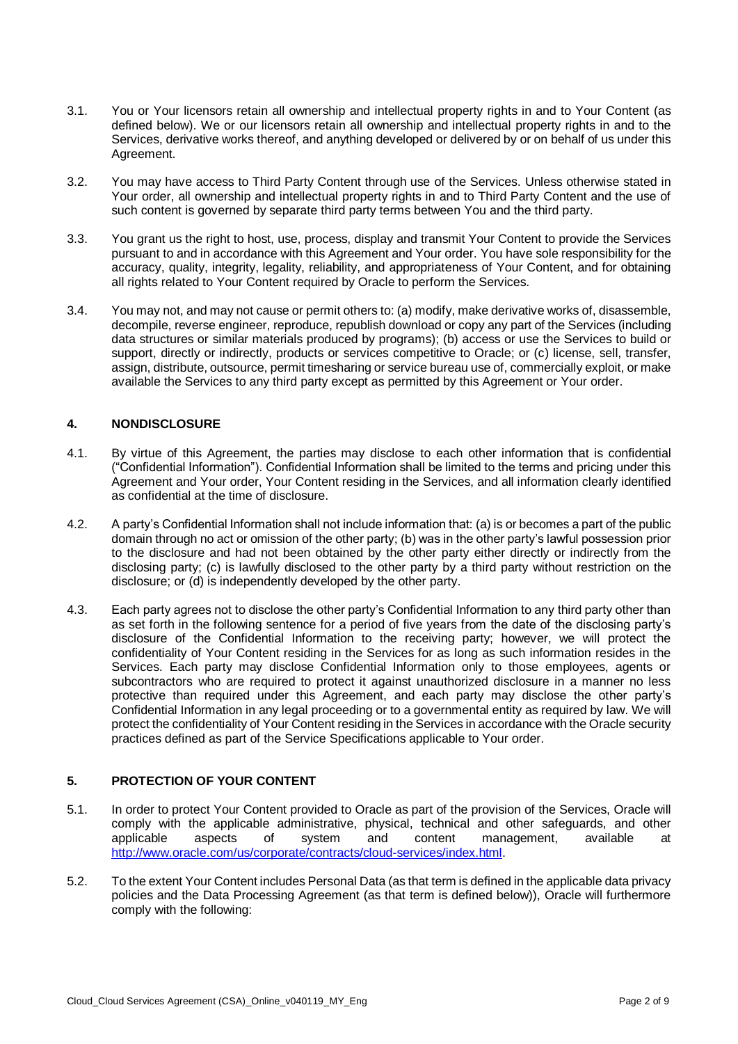3.1. You or Your licensors retain all ownership and intellectual property rights in and to Your Content (as defined below). We or our licensors retain all ownership and intellectual property rights in and to the Services, derivative works thereof, and anything developed or delivered by or on behalf of us under this Agreement.

3.2. You may have access to Third Party Content through use of the Services. Unless otherwise stated in Your order, all ownership and intellectual property rights in and to Third Party Content and the use of such content is governed by separate third party terms between You and the third party.

3.3. You grant us the right to host, use, process, display and transmit Your Content to provide the Services pursuant to and in accordance with this Agreement and Your order. You have sole responsibility for the accuracy, quality, integrity, legality, reliability, and appropriateness of Your Content, and for obtaining all rights related to Your Content required by Oracle to perform the Services.

3.4. You may not, and may not cause or permit others to: (a) modify, make derivative works of, disassemble, decompile, reverse engineer, reproduce, republish download or copy any part of the Services (including data structures or similar materials produced by programs); (b) access or use the Services to build or support, directly or indirectly, products or services competitive to Oracle; or (c) license, sell, transfer, assign, distribute, outsource, permit timesharing or service bureau use of, commercially exploit, or make available the Services to any third party except as permitted by this Agreement or Your order.

## 4. NONDISCLOSURE

4.1. By virtue of this Agreement, the parties may disclose to each other information that is confidential ("Confidential Information"). Confidential Information shall be limited to the terms and pricing under this Agreement and Your order, Your Content residing in the Services, and all information clearly identified as confidential at the time of disclosure.

4.2. A party's Confidential Information shall not include information that: (a) is or becomes a part of the public domain through no act or omission of the other party; (b) was in the other party's lawful possession prior to the disclosure and had not been obtained by the other party either directly or indirectly from the disclosing party; (c) is lawfully disclosed to the other party by a third party without restriction on the disclosure; or (d) is independently developed by the other party.

4.3. Each party agrees not to disclose the other party's Confidential Information to any third party other than as set forth in the following sentence for a period of five years from the date of the disclosing party's disclosure of the Confidential Information to the receiving party; however, we will protect the confidentiality of Your Content residing in the Services for as long as such information resides in the Services. Each party may disclose Confidential Information only to those employees, agents or subcontractors who are required to protect it against unauthorized disclosure in a manner no less protective than required under this Agreement, and each party may disclose the other party's Confidential Information in any legal proceeding or to a governmental entity as required by law. We will protect the confidentiality of Your Content residing in the Services in accordance with the Oracle security practices defined as part of the Service Specifications applicable to Your order.

## 5. PROTECTION OF YOUR CONTENT

5.1. In order to protect Your Content provided to Oracle as part of the provision of the Services, Oracle will comply with the applicable administrative, physical, technical and other safeguards, and other applicable aspects of system and content management, available at http://www.oracle.com/us/corporate/contracts/cloud-services/index.html.

5.2. To the extent Your Content includes Personal Data (as that term is defined in the applicable data privacy policies and the Data Processing Agreement (as that term is defined below)), Oracle will furthermore comply with the following: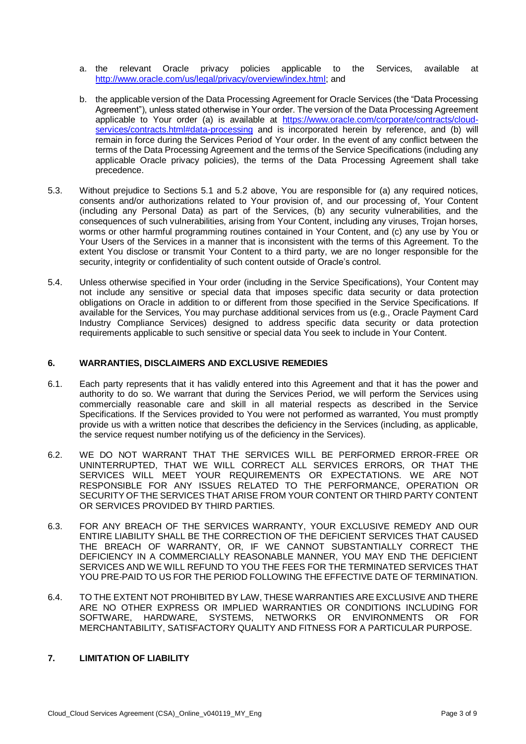a. the relevant Oracle privacy policies applicable to the Services, available at [http://www.oracle.com/us/legal/privacy/overview/index.html](http://www.oracle.com/us/legal/privacy/overview/index.html); and

b. the applicable version of the Data Processing Agreement for Oracle Services (the "Data Processing Agreement"), unless stated otherwise in Your order. The version of the Data Processing Agreement applicable to Your order (a) is available at [https://www.oracle.com/corporate/contracts/cloud-services/contracts.html#data-processing](https://www.oracle.com/corporate/contracts/cloud-services/contracts.html#data-processing) and is incorporated herein by reference, and (b) will remain in force during the Services Period of Your order. In the event of any conflict between the terms of the Data Processing Agreement and the terms of the Service Specifications (including any applicable Oracle privacy policies), the terms of the Data Processing Agreement shall take precedence.

5.3. Without prejudice to Sections 5.1 and 5.2 above, You are responsible for (a) any required notices, consents and/or authorizations related to Your provision of, and our processing of, Your Content (including any Personal Data) as part of the Services, (b) any security vulnerabilities, and the consequences of such vulnerabilities, arising from Your Content, including any viruses, Trojan horses, worms or other harmful programming routines contained in Your Content, and (c) any use by You or Your Users of the Services in a manner that is inconsistent with the terms of this Agreement. To the extent You disclose or transmit Your Content to a third party, we are no longer responsible for the security, integrity or confidentiality of such content outside of Oracle's control.

5.4. Unless otherwise specified in Your order (including in the Service Specifications), Your Content may not include any sensitive or special data that imposes specific data security or data protection obligations on Oracle in addition to or different from those specified in the Service Specifications. If available for the Services, You may purchase additional services from us (e.g., Oracle Payment Card Industry Compliance Services) designed to address specific data security or data protection requirements applicable to such sensitive or special data You seek to include in Your Content.

## 6. WARRANTIES, DISCLAIMERS AND EXCLUSIVE REMEDIES

6.1. Each party represents that it has validly entered into this Agreement and that it has the power and authority to do so. We warrant that during the Services Period, we will perform the Services using commercially reasonable care and skill in all material respects as described in the Service Specifications. If the Services provided to You were not performed as warranted, You must promptly provide us with a written notice that describes the deficiency in the Services (including, as applicable, the service request number notifying us of the deficiency in the Services).

6.2. WE DO NOT WARRANT THAT THE SERVICES WILL BE PERFORMED ERROR-FREE OR UNINTERRUPTED, THAT WE WILL CORRECT ALL SERVICES ERRORS, OR THAT THE SERVICES WILL MEET YOUR REQUIREMENTS OR EXPECTATIONS. WE ARE NOT RESPONSIBLE FOR ANY ISSUES RELATED TO THE PERFORMANCE, OPERATION OR SECURITY OF THE SERVICES THAT ARISE FROM YOUR CONTENT OR THIRD PARTY CONTENT OR SERVICES PROVIDED BY THIRD PARTIES.

6.3. FOR ANY BREACH OF THE SERVICES WARRANTY, YOUR EXCLUSIVE REMEDY AND OUR ENTIRE LIABILITY SHALL BE THE CORRECTION OF THE DEFICIENT SERVICES THAT CAUSED THE BREACH OF WARRANTY, OR, IF WE CANNOT SUBSTANTIALLY CORRECT THE DEFICIENCY IN A COMMERCIALLY REASONABLE MANNER, YOU MAY END THE DEFICIENT SERVICES AND WE WILL REFUND TO YOU THE FEES FOR THE TERMINATED SERVICES THAT YOU PRE-PAID TO US FOR THE PERIOD FOLLOWING THE EFFECTIVE DATE OF TERMINATION.

6.4. TO THE EXTENT NOT PROHIBITED BY LAW, THESE WARRANTIES ARE EXCLUSIVE AND THERE ARE NO OTHER EXPRESS OR IMPLIED WARRANTIES OR CONDITIONS INCLUDING FOR SOFTWARE, HARDWARE, SYSTEMS, NETWORKS OR ENVIRONMENTS OR FOR MERCHANTABILITY, SATISFACTORY QUALITY AND FITNESS FOR A PARTICULAR PURPOSE.

## 7. LIMITATION OF LIABILITY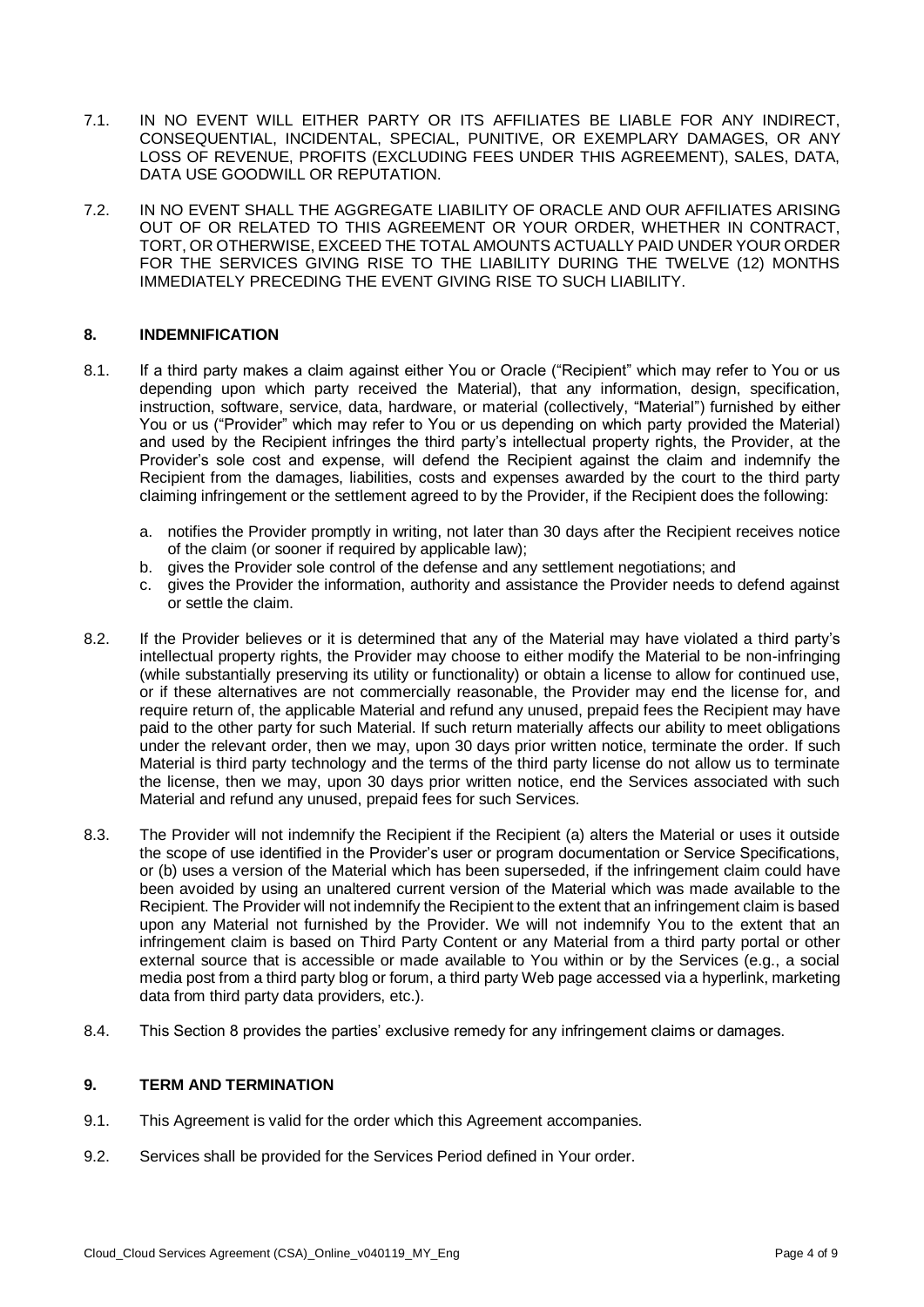7.1. IN NO EVENT WILL EITHER PARTY OR ITS AFFILIATES BE LIABLE FOR ANY INDIRECT, CONSEQUENTIAL, INCIDENTAL, SPECIAL, PUNITIVE, OR EXEMPLARY DAMAGES, OR ANY LOSS OF REVENUE, PROFITS (EXCLUDING FEES UNDER THIS AGREEMENT), SALES, DATA, DATA USE GOODWILL OR REPUTATION.

7.2. IN NO EVENT SHALL THE AGGREGATE LIABILITY OF ORACLE AND OUR AFFILIATES ARISING OUT OF OR RELATED TO THIS AGREEMENT OR YOUR ORDER, WHETHER IN CONTRACT, TORT, OR OTHERWISE, EXCEED THE TOTAL AMOUNTS ACTUALLY PAID UNDER YOUR ORDER FOR THE SERVICES GIVING RISE TO THE LIABILITY DURING THE TWELVE (12) MONTHS IMMEDIATELY PRECEDING THE EVENT GIVING RISE TO SUCH LIABILITY.

## 8. INDEMNIFICATION

8.1. If a third party makes a claim against either You or Oracle ("Recipient" which may refer to You or us depending upon which party received the Material), that any information, design, specification, instruction, software, service, data, hardware, or material (collectively, "Material") furnished by either You or us ("Provider" which may refer to You or us depending on which party provided the Material) and used by the Recipient infringes the third party's intellectual property rights, the Provider, at the Provider's sole cost and expense, will defend the Recipient against the claim and indemnify the Recipient from the damages, liabilities, costs and expenses awarded by the court to the third party claiming infringement or the settlement agreed to by the Provider, if the Recipient does the following:

a. notifies the Provider promptly in writing, not later than 30 days after the Recipient receives notice of the claim (or sooner if required by applicable law);
b. gives the Provider sole control of the defense and any settlement negotiations; and
c. gives the Provider the information, authority and assistance the Provider needs to defend against or settle the claim.

8.2. If the Provider believes or it is determined that any of the Material may have violated a third party's intellectual property rights, the Provider may choose to either modify the Material to be non-infringing (while substantially preserving its utility or functionality) or obtain a license to allow for continued use, or if these alternatives are not commercially reasonable, the Provider may end the license for, and require return of, the applicable Material and refund any unused, prepaid fees the Recipient may have paid to the other party for such Material. If such return materially affects our ability to meet obligations under the relevant order, then we may, upon 30 days prior written notice, terminate the order. If such Material is third party technology and the terms of the third party license do not allow us to terminate the license, then we may, upon 30 days prior written notice, end the Services associated with such Material and refund any unused, prepaid fees for such Services.

8.3. The Provider will not indemnify the Recipient if the Recipient (a) alters the Material or uses it outside the scope of use identified in the Provider's user or program documentation or Service Specifications, or (b) uses a version of the Material which has been superseded, if the infringement claim could have been avoided by using an unaltered current version of the Material which was made available to the Recipient. The Provider will not indemnify the Recipient to the extent that an infringement claim is based upon any Material not furnished by the Provider. We will not indemnify You to the extent that an infringement claim is based on Third Party Content or any Material from a third party portal or other external source that is accessible or made available to You within or by the Services (e.g., a social media post from a third party blog or forum, a third party Web page accessed via a hyperlink, marketing data from third party data providers, etc.).

8.4. This Section 8 provides the parties' exclusive remedy for any infringement claims or damages.

## 9. TERM AND TERMINATION

9.1. This Agreement is valid for the order which this Agreement accompanies.

9.2. Services shall be provided for the Services Period defined in Your order.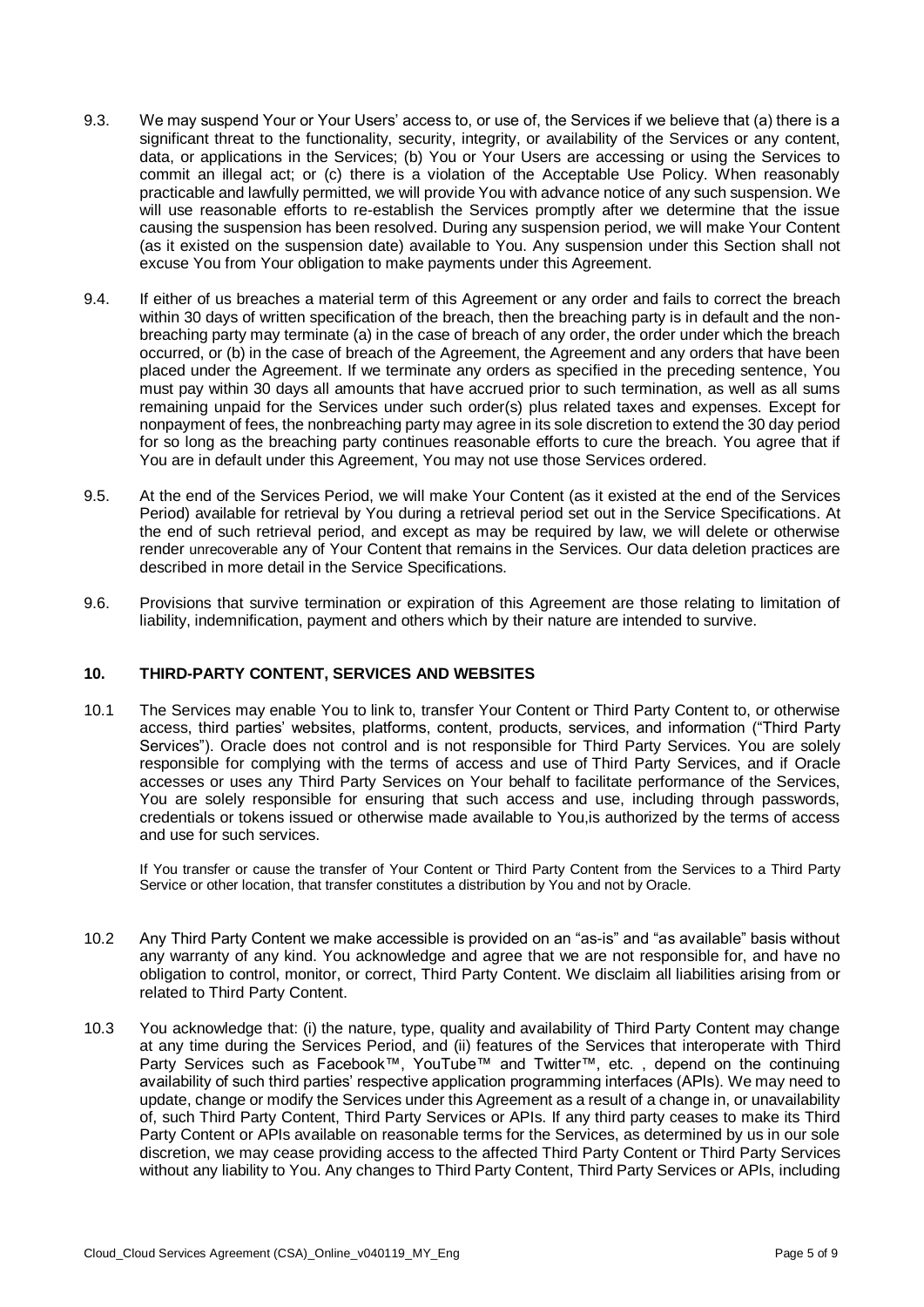9.3. We may suspend Your or Your Users' access to, or use of, the Services if we believe that (a) there is a significant threat to the functionality, security, integrity, or availability of the Services or any content, data, or applications in the Services; (b) You or Your Users are accessing or using the Services to commit an illegal act; or (c) there is a violation of the Acceptable Use Policy. When reasonably practicable and lawfully permitted, we will provide You with advance notice of any such suspension. We will use reasonable efforts to re-establish the Services promptly after we determine that the issue causing the suspension has been resolved. During any suspension period, we will make Your Content (as it existed on the suspension date) available to You. Any suspension under this Section shall not excuse You from Your obligation to make payments under this Agreement.

9.4. If either of us breaches a material term of this Agreement or any order and fails to correct the breach within 30 days of written specification of the breach, then the breaching party is in default and the non-breaching party may terminate (a) in the case of breach of any order, the order under which the breach occurred, or (b) in the case of breach of the Agreement, the Agreement and any orders that have been placed under the Agreement. If we terminate any orders as specified in the preceding sentence, You must pay within 30 days all amounts that have accrued prior to such termination, as well as all sums remaining unpaid for the Services under such order(s) plus related taxes and expenses. Except for nonpayment of fees, the nonbreaching party may agree in its sole discretion to extend the 30 day period for so long as the breaching party continues reasonable efforts to cure the breach. You agree that if You are in default under this Agreement, You may not use those Services ordered.

9.5. At the end of the Services Period, we will make Your Content (as it existed at the end of the Services Period) available for retrieval by You during a retrieval period set out in the Service Specifications. At the end of such retrieval period, and except as may be required by law, we will delete or otherwise render unrecoverable any of Your Content that remains in the Services. Our data deletion practices are described in more detail in the Service Specifications.

9.6. Provisions that survive termination or expiration of this Agreement are those relating to limitation of liability, indemnification, payment and others which by their nature are intended to survive.

## 10. THIRD-PARTY CONTENT, SERVICES AND WEBSITES

10.1 The Services may enable You to link to, transfer Your Content or Third Party Content to, or otherwise access, third parties' websites, platforms, content, products, services, and information ("Third Party Services"). Oracle does not control and is not responsible for Third Party Services. You are solely responsible for complying with the terms of access and use of Third Party Services, and if Oracle accesses or uses any Third Party Services on Your behalf to facilitate performance of the Services, You are solely responsible for ensuring that such access and use, including through passwords, credentials or tokens issued or otherwise made available to You,is authorized by the terms of access and use for such services.

If You transfer or cause the transfer of Your Content or Third Party Content from the Services to a Third Party Service or other location, that transfer constitutes a distribution by You and not by Oracle.

10.2 Any Third Party Content we make accessible is provided on an "as-is" and "as available" basis without any warranty of any kind. You acknowledge and agree that we are not responsible for, and have no obligation to control, monitor, or correct, Third Party Content. We disclaim all liabilities arising from or related to Third Party Content.

10.3 You acknowledge that: (i) the nature, type, quality and availability of Third Party Content may change at any time during the Services Period, and (ii) features of the Services that interoperate with Third Party Services such as Facebook™, YouTube™ and Twitter™, etc. , depend on the continuing availability of such third parties' respective application programming interfaces (APIs). We may need to update, change or modify the Services under this Agreement as a result of a change in, or unavailability of, such Third Party Content, Third Party Services or APIs. If any third party ceases to make its Third Party Content or APIs available on reasonable terms for the Services, as determined by us in our sole discretion, we may cease providing access to the affected Third Party Content or Third Party Services without any liability to You. Any changes to Third Party Content, Third Party Services or APIs, including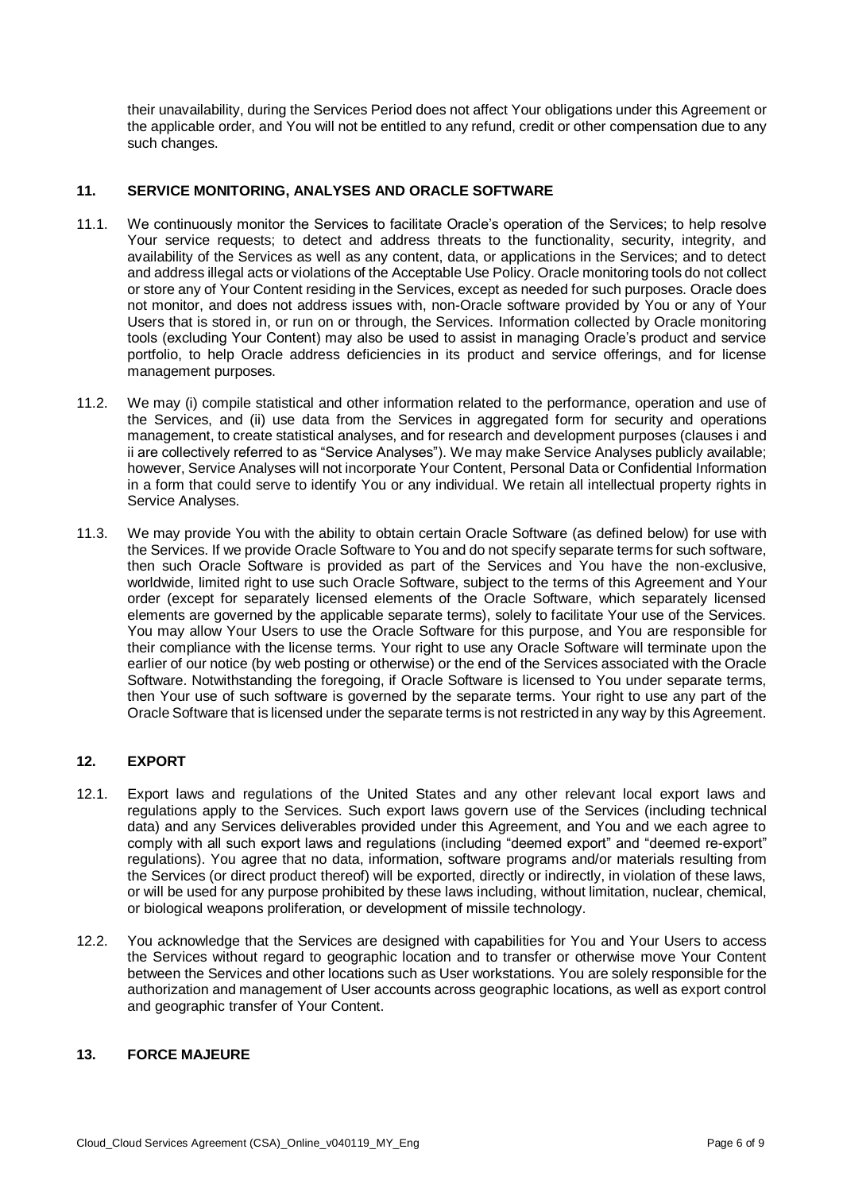their unavailability, during the Services Period does not affect Your obligations under this Agreement or the applicable order, and You will not be entitled to any refund, credit or other compensation due to any such changes.

## 11. SERVICE MONITORING, ANALYSES AND ORACLE SOFTWARE

11.1. We continuously monitor the Services to facilitate Oracle's operation of the Services; to help resolve Your service requests; to detect and address threats to the functionality, security, integrity, and availability of the Services as well as any content, data, or applications in the Services; and to detect and address illegal acts or violations of the Acceptable Use Policy. Oracle monitoring tools do not collect or store any of Your Content residing in the Services, except as needed for such purposes. Oracle does not monitor, and does not address issues with, non-Oracle software provided by You or any of Your Users that is stored in, or run on or through, the Services. Information collected by Oracle monitoring tools (excluding Your Content) may also be used to assist in managing Oracle's product and service portfolio, to help Oracle address deficiencies in its product and service offerings, and for license management purposes.

11.2. We may (i) compile statistical and other information related to the performance, operation and use of the Services, and (ii) use data from the Services in aggregated form for security and operations management, to create statistical analyses, and for research and development purposes (clauses i and ii are collectively referred to as "Service Analyses"). We may make Service Analyses publicly available; however, Service Analyses will not incorporate Your Content, Personal Data or Confidential Information in a form that could serve to identify You or any individual. We retain all intellectual property rights in Service Analyses.

11.3. We may provide You with the ability to obtain certain Oracle Software (as defined below) for use with the Services. If we provide Oracle Software to You and do not specify separate terms for such software, then such Oracle Software is provided as part of the Services and You have the non-exclusive, worldwide, limited right to use such Oracle Software, subject to the terms of this Agreement and Your order (except for separately licensed elements of the Oracle Software, which separately licensed elements are governed by the applicable separate terms), solely to facilitate Your use of the Services. You may allow Your Users to use the Oracle Software for this purpose, and You are responsible for their compliance with the license terms. Your right to use any Oracle Software will terminate upon the earlier of our notice (by web posting or otherwise) or the end of the Services associated with the Oracle Software. Notwithstanding the foregoing, if Oracle Software is licensed to You under separate terms, then Your use of such software is governed by the separate terms. Your right to use any part of the Oracle Software that is licensed under the separate terms is not restricted in any way by this Agreement.

## 12. EXPORT

12.1. Export laws and regulations of the United States and any other relevant local export laws and regulations apply to the Services. Such export laws govern use of the Services (including technical data) and any Services deliverables provided under this Agreement, and You and we each agree to comply with all such export laws and regulations (including "deemed export" and "deemed re-export" regulations). You agree that no data, information, software programs and/or materials resulting from the Services (or direct product thereof) will be exported, directly or indirectly, in violation of these laws, or will be used for any purpose prohibited by these laws including, without limitation, nuclear, chemical, or biological weapons proliferation, or development of missile technology.

12.2. You acknowledge that the Services are designed with capabilities for You and Your Users to access the Services without regard to geographic location and to transfer or otherwise move Your Content between the Services and other locations such as User workstations. You are solely responsible for the authorization and management of User accounts across geographic locations, as well as export control and geographic transfer of Your Content.

## 13. FORCE MAJEURE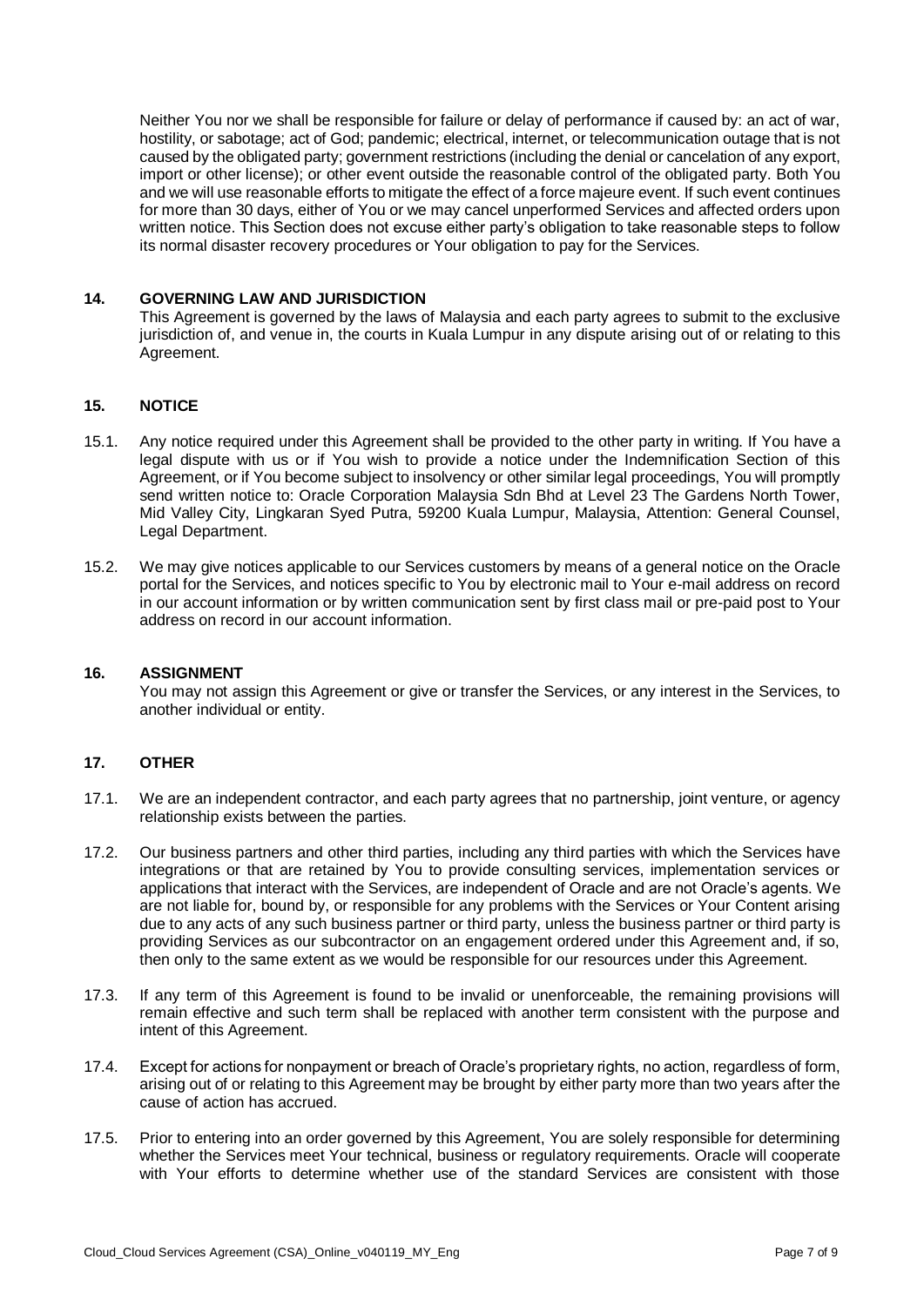Neither You nor we shall be responsible for failure or delay of performance if caused by: an act of war, hostility, or sabotage; act of God; pandemic; electrical, internet, or telecommunication outage that is not caused by the obligated party; government restrictions (including the denial or cancelation of any export, import or other license); or other event outside the reasonable control of the obligated party. Both You and we will use reasonable efforts to mitigate the effect of a force majeure event. If such event continues for more than 30 days, either of You or we may cancel unperformed Services and affected orders upon written notice. This Section does not excuse either party's obligation to take reasonable steps to follow its normal disaster recovery procedures or Your obligation to pay for the Services.

## 14. GOVERNING LAW AND JURISDICTION

This Agreement is governed by the laws of Malaysia and each party agrees to submit to the exclusive jurisdiction of, and venue in, the courts in Kuala Lumpur in any dispute arising out of or relating to this Agreement.

## 15. NOTICE

15.1. Any notice required under this Agreement shall be provided to the other party in writing. If You have a legal dispute with us or if You wish to provide a notice under the Indemnification Section of this Agreement, or if You become subject to insolvency or other similar legal proceedings, You will promptly send written notice to: Oracle Corporation Malaysia Sdn Bhd at Level 23 The Gardens North Tower, Mid Valley City, Lingkaran Syed Putra, 59200 Kuala Lumpur, Malaysia, Attention: General Counsel, Legal Department.

15.2. We may give notices applicable to our Services customers by means of a general notice on the Oracle portal for the Services, and notices specific to You by electronic mail to Your e-mail address on record in our account information or by written communication sent by first class mail or pre-paid post to Your address on record in our account information.

## 16. ASSIGNMENT

You may not assign this Agreement or give or transfer the Services, or any interest in the Services, to another individual or entity.

## 17. OTHER

17.1. We are an independent contractor, and each party agrees that no partnership, joint venture, or agency relationship exists between the parties.

17.2. Our business partners and other third parties, including any third parties with which the Services have integrations or that are retained by You to provide consulting services, implementation services or applications that interact with the Services, are independent of Oracle and are not Oracle's agents. We are not liable for, bound by, or responsible for any problems with the Services or Your Content arising due to any acts of any such business partner or third party, unless the business partner or third party is providing Services as our subcontractor on an engagement ordered under this Agreement and, if so, then only to the same extent as we would be responsible for our resources under this Agreement.

17.3. If any term of this Agreement is found to be invalid or unenforceable, the remaining provisions will remain effective and such term shall be replaced with another term consistent with the purpose and intent of this Agreement.

17.4. Except for actions for nonpayment or breach of Oracle's proprietary rights, no action, regardless of form, arising out of or relating to this Agreement may be brought by either party more than two years after the cause of action has accrued.

17.5. Prior to entering into an order governed by this Agreement, You are solely responsible for determining whether the Services meet Your technical, business or regulatory requirements. Oracle will cooperate with Your efforts to determine whether use of the standard Services are consistent with those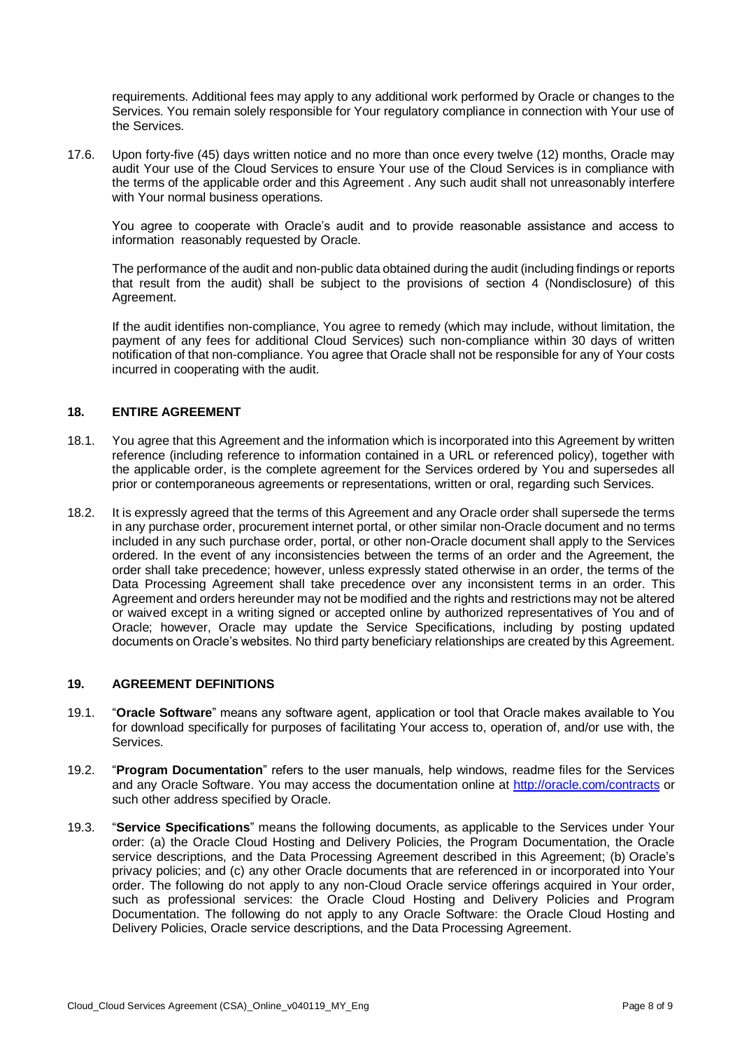requirements. Additional fees may apply to any additional work performed by Oracle or changes to the Services. You remain solely responsible for Your regulatory compliance in connection with Your use of the Services.

17.6. Upon forty-five (45) days written notice and no more than once every twelve (12) months, Oracle may audit Your use of the Cloud Services to ensure Your use of the Cloud Services is in compliance with the terms of the applicable order and this Agreement . Any such audit shall not unreasonably interfere with Your normal business operations.

You agree to cooperate with Oracle's audit and to provide reasonable assistance and access to information reasonably requested by Oracle.

The performance of the audit and non-public data obtained during the audit (including findings or reports that result from the audit) shall be subject to the provisions of section 4 (Nondisclosure) of this Agreement.

If the audit identifies non-compliance, You agree to remedy (which may include, without limitation, the payment of any fees for additional Cloud Services) such non-compliance within 30 days of written notification of that non-compliance. You agree that Oracle shall not be responsible for any of Your costs incurred in cooperating with the audit.

## 18. ENTIRE AGREEMENT

18.1. You agree that this Agreement and the information which is incorporated into this Agreement by written reference (including reference to information contained in a URL or referenced policy), together with the applicable order, is the complete agreement for the Services ordered by You and supersedes all prior or contemporaneous agreements or representations, written or oral, regarding such Services.

18.2. It is expressly agreed that the terms of this Agreement and any Oracle order shall supersede the terms in any purchase order, procurement internet portal, or other similar non-Oracle document and no terms included in any such purchase order, portal, or other non-Oracle document shall apply to the Services ordered. In the event of any inconsistencies between the terms of an order and the Agreement, the order shall take precedence; however, unless expressly stated otherwise in an order, the terms of the Data Processing Agreement shall take precedence over any inconsistent terms in an order. This Agreement and orders hereunder may not be modified and the rights and restrictions may not be altered or waived except in a writing signed or accepted online by authorized representatives of You and of Oracle; however, Oracle may update the Service Specifications, including by posting updated documents on Oracle's websites. No third party beneficiary relationships are created by this Agreement.

## 19. AGREEMENT DEFINITIONS

19.1. "**Oracle Software**" means any software agent, application or tool that Oracle makes available to You for download specifically for purposes of facilitating Your access to, operation of, and/or use with, the Services.

19.2. "**Program Documentation**" refers to the user manuals, help windows, readme files for the Services and any Oracle Software. You may access the documentation online at http://oracle.com/contracts or such other address specified by Oracle.

19.3. "**Service Specifications**" means the following documents, as applicable to the Services under Your order: (a) the Oracle Cloud Hosting and Delivery Policies, the Program Documentation, the Oracle service descriptions, and the Data Processing Agreement described in this Agreement; (b) Oracle's privacy policies; and (c) any other Oracle documents that are referenced in or incorporated into Your order. The following do not apply to any non-Cloud Oracle service offerings acquired in Your order, such as professional services: the Oracle Cloud Hosting and Delivery Policies and Program Documentation. The following do not apply to any Oracle Software: the Oracle Cloud Hosting and Delivery Policies, Oracle service descriptions, and the Data Processing Agreement.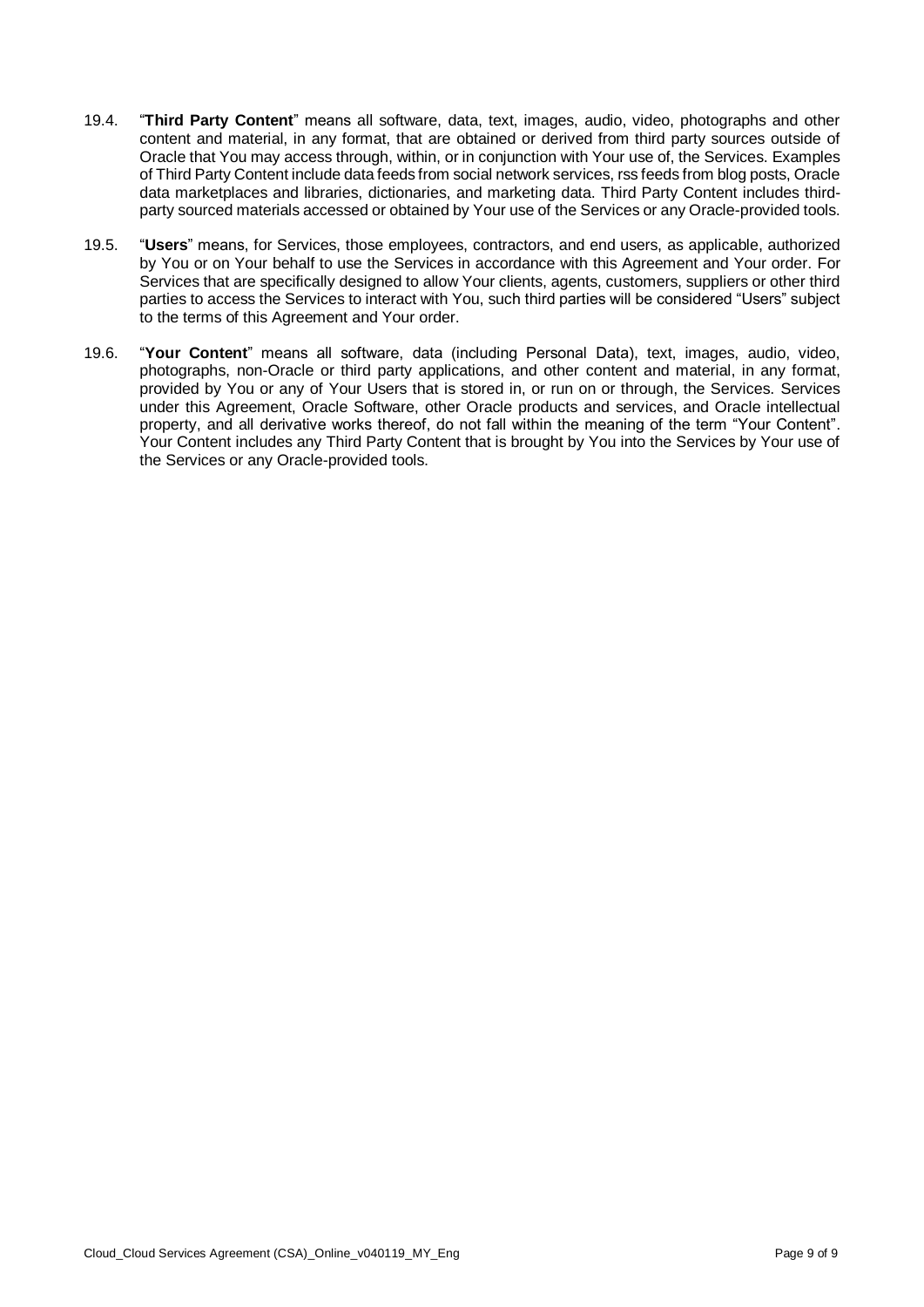19.4. "**Third Party Content**" means all software, data, text, images, audio, video, photographs and other content and material, in any format, that are obtained or derived from third party sources outside of Oracle that You may access through, within, or in conjunction with Your use of, the Services. Examples of Third Party Content include data feeds from social network services, rss feeds from blog posts, Oracle data marketplaces and libraries, dictionaries, and marketing data. Third Party Content includes third-party sourced materials accessed or obtained by Your use of the Services or any Oracle-provided tools.

19.5. "**Users**" means, for Services, those employees, contractors, and end users, as applicable, authorized by You or on Your behalf to use the Services in accordance with this Agreement and Your order. For Services that are specifically designed to allow Your clients, agents, customers, suppliers or other third parties to access the Services to interact with You, such third parties will be considered "Users" subject to the terms of this Agreement and Your order.

19.6. "**Your Content**" means all software, data (including Personal Data), text, images, audio, video, photographs, non-Oracle or third party applications, and other content and material, in any format, provided by You or any of Your Users that is stored in, or run on or through, the Services. Services under this Agreement, Oracle Software, other Oracle products and services, and Oracle intellectual property, and all derivative works thereof, do not fall within the meaning of the term "Your Content". Your Content includes any Third Party Content that is brought by You into the Services by Your use of the Services or any Oracle-provided tools.